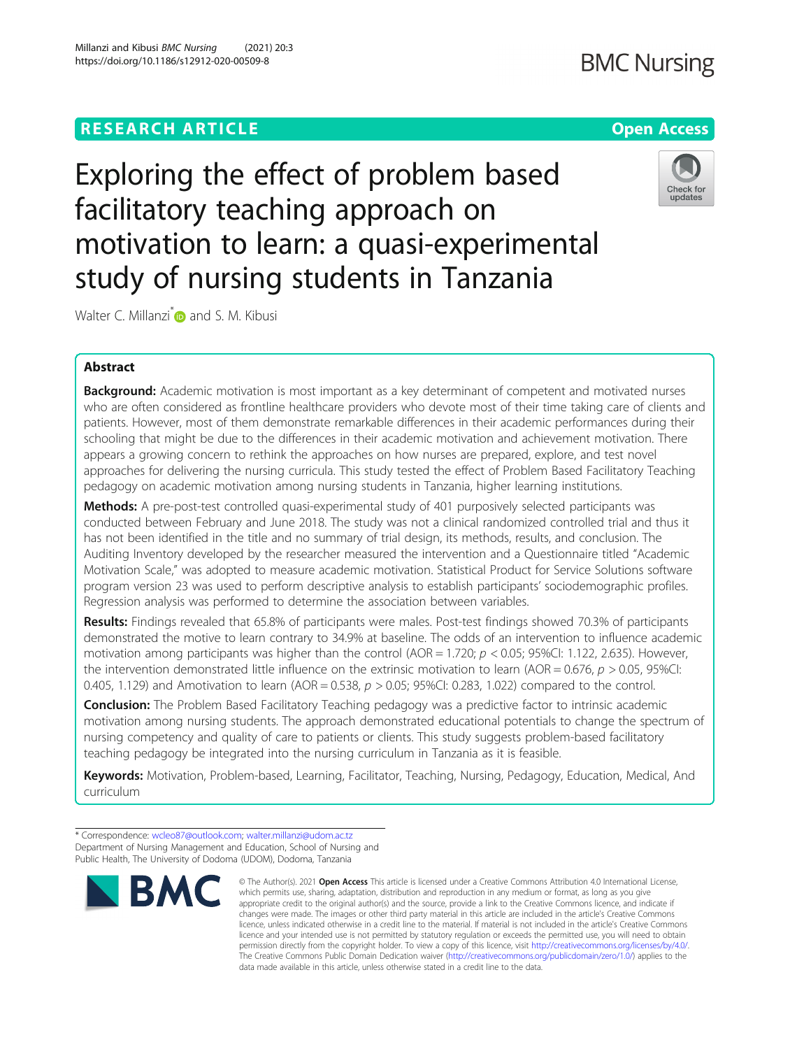RESEARCH ARTICLE

Open Access

# Exploring the effect of problem based facilitatory teaching approach on motivation to learn: a quasi-experimental study of nursing students in Tanzania

Walter C. Millanzi* and S. M. Kibusi

## Abstract

**Background:** Academic motivation is most important as a key determinant of competent and motivated nurses who are often considered as frontline healthcare providers who devote most of their time taking care of clients and patients. However, most of them demonstrate remarkable differences in their academic performances during their schooling that might be due to the differences in their academic motivation and achievement motivation. There appears a growing concern to rethink the approaches on how nurses are prepared, explore, and test novel approaches for delivering the nursing curricula. This study tested the effect of Problem Based Facilitatory Teaching pedagogy on academic motivation among nursing students in Tanzania, higher learning institutions.

**Methods:** A pre-post-test controlled quasi-experimental study of 401 purposively selected participants was conducted between February and June 2018. The study was not a clinical randomized controlled trial and thus it has not been identified in the title and no summary of trial design, its methods, results, and conclusion. The Auditing Inventory developed by the researcher measured the intervention and a Questionnaire titled "Academic Motivation Scale," was adopted to measure academic motivation. Statistical Product for Service Solutions software program version 23 was used to perform descriptive analysis to establish participants' sociodemographic profiles. Regression analysis was performed to determine the association between variables.

**Results:** Findings revealed that 65.8% of participants were males. Post-test findings showed 70.3% of participants demonstrated the motive to learn contrary to 34.9% at baseline. The odds of an intervention to influence academic motivation among participants was higher than the control (AOR = 1.720; $p < 0.05$; 95%CI: 1.122, 2.635). However, the intervention demonstrated little influence on the extrinsic motivation to learn (AOR = 0.676, $p > 0.05$, 95%CI: 0.405, 1.129) and Amotivation to learn (AOR = 0.538, $p > 0.05$; 95%CI: 0.283, 1.022) compared to the control.

**Conclusion:** The Problem Based Facilitatory Teaching pedagogy was a predictive factor to intrinsic academic motivation among nursing students. The approach demonstrated educational potentials to change the spectrum of nursing competency and quality of care to patients or clients. This study suggests problem-based facilitatory teaching pedagogy be integrated into the nursing curriculum in Tanzania as it is feasible.

**Keywords:** Motivation, Problem-based, Learning, Facilitator, Teaching, Nursing, Pedagogy, Education, Medical, And curriculum

\* Correspondence: wcleo87@outlook.com; walter.millanzi@udom.ac.tz
Department of Nursing Management and Education, School of Nursing and Public Health, The University of Dodoma (UDOM), Dodoma, Tanzania

© The Author(s). 2021 **Open Access** This article is licensed under a Creative Commons Attribution 4.0 International License, which permits use, sharing, adaptation, distribution and reproduction in any medium or format, as long as you give appropriate credit to the original author(s) and the source, provide a link to the Creative Commons licence, and indicate if changes were made. The images or other third party material in this article are included in the article's Creative Commons licence, unless indicated otherwise in a credit line to the material. If material is not included in the article's Creative Commons licence and your intended use is not permitted by statutory regulation or exceeds the permitted use, you will need to obtain permission directly from the copyright holder. To view a copy of this licence, visit http://creativecommons.org/licenses/by/4.0/. The Creative Commons Public Domain Dedication waiver (http://creativecommons.org/publicdomain/zero/1.0/) applies to the data made available in this article, unless otherwise stated in a credit line to the data.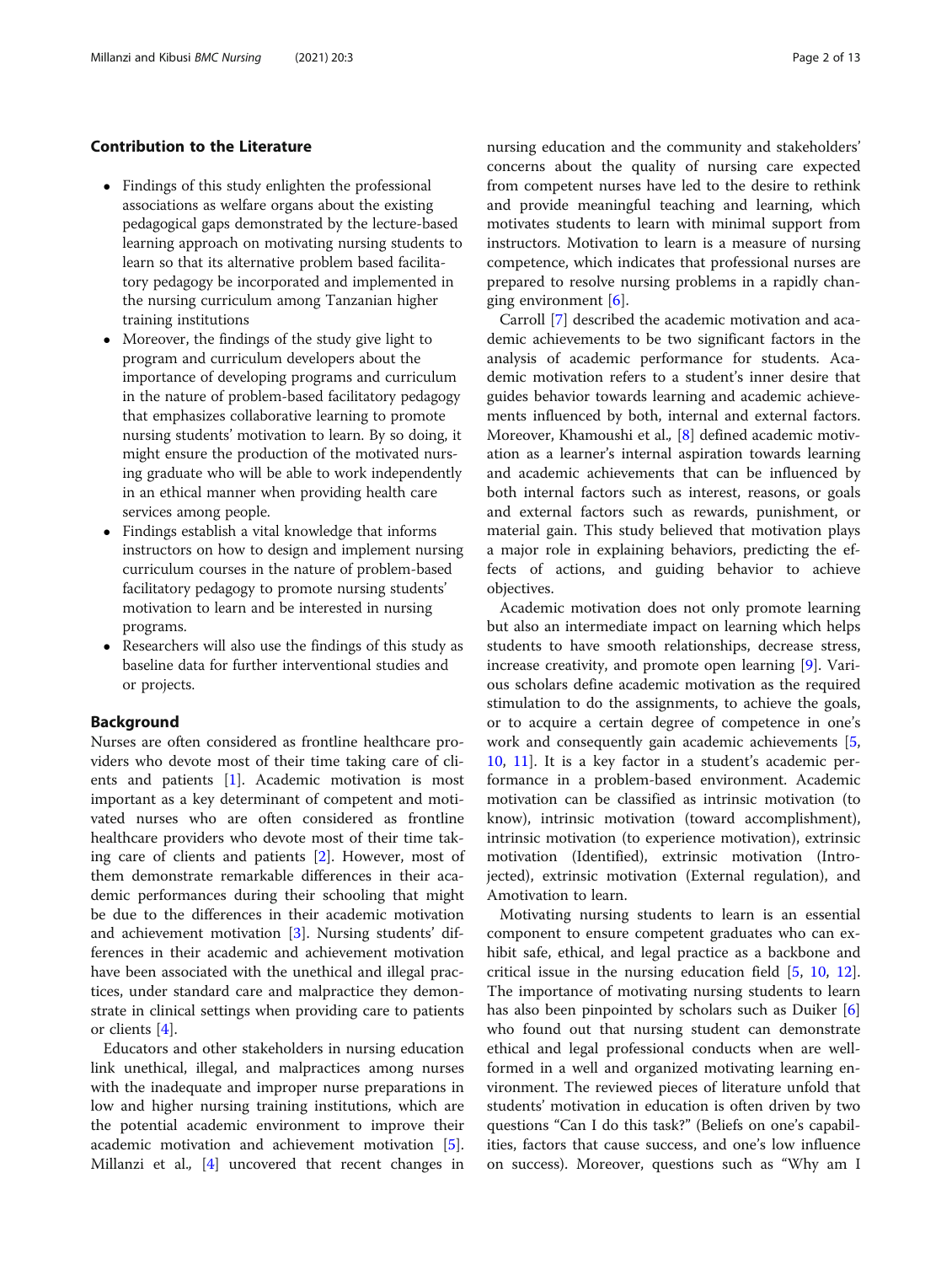## Contribution to the Literature

- Findings of this study enlighten the professional associations as welfare organs about the existing pedagogical gaps demonstrated by the lecture-based learning approach on motivating nursing students to learn so that its alternative problem based facilitatory pedagogy be incorporated and implemented in the nursing curriculum among Tanzanian higher training institutions
- Moreover, the findings of the study give light to program and curriculum developers about the importance of developing programs and curriculum in the nature of problem-based facilitatory pedagogy that emphasizes collaborative learning to promote nursing students' motivation to learn. By so doing, it might ensure the production of the motivated nursing graduate who will be able to work independently in an ethical manner when providing health care services among people.
- Findings establish a vital knowledge that informs instructors on how to design and implement nursing curriculum courses in the nature of problem-based facilitatory pedagogy to promote nursing students' motivation to learn and be interested in nursing programs.
- Researchers will also use the findings of this study as baseline data for further interventional studies and or projects.

## Background

Nurses are often considered as frontline healthcare providers who devote most of their time taking care of clients and patients [1]. Academic motivation is most important as a key determinant of competent and motivated nurses who are often considered as frontline healthcare providers who devote most of their time taking care of clients and patients [2]. However, most of them demonstrate remarkable differences in their academic performances during their schooling that might be due to the differences in their academic motivation and achievement motivation [3]. Nursing students' differences in their academic and achievement motivation have been associated with the unethical and illegal practices, under standard care and malpractice they demonstrate in clinical settings when providing care to patients or clients [4].

Educators and other stakeholders in nursing education link unethical, illegal, and malpractices among nurses with the inadequate and improper nurse preparations in low and higher nursing training institutions, which are the potential academic environment to improve their academic motivation and achievement motivation [5]. Millanzi et al., [4] uncovered that recent changes in nursing education and the community and stakeholders' concerns about the quality of nursing care expected from competent nurses have led to the desire to rethink and provide meaningful teaching and learning, which motivates students to learn with minimal support from instructors. Motivation to learn is a measure of nursing competence, which indicates that professional nurses are prepared to resolve nursing problems in a rapidly changing environment [6].

Carroll [7] described the academic motivation and academic achievements to be two significant factors in the analysis of academic performance for students. Academic motivation refers to a student's inner desire that guides behavior towards learning and academic achievements influenced by both, internal and external factors. Moreover, Khamoushi et al., [8] defined academic motivation as a learner's internal aspiration towards learning and academic achievements that can be influenced by both internal factors such as interest, reasons, or goals and external factors such as rewards, punishment, or material gain. This study believed that motivation plays a major role in explaining behaviors, predicting the effects of actions, and guiding behavior to achieve objectives.

Academic motivation does not only promote learning but also an intermediate impact on learning which helps students to have smooth relationships, decrease stress, increase creativity, and promote open learning [9]. Various scholars define academic motivation as the required stimulation to do the assignments, to achieve the goals, or to acquire a certain degree of competence in one's work and consequently gain academic achievements [5, 10, 11]. It is a key factor in a student's academic performance in a problem-based environment. Academic motivation can be classified as intrinsic motivation (to know), intrinsic motivation (toward accomplishment), intrinsic motivation (to experience motivation), extrinsic motivation (Identified), extrinsic motivation (Introjected), extrinsic motivation (External regulation), and Amotivation to learn.

Motivating nursing students to learn is an essential component to ensure competent graduates who can exhibit safe, ethical, and legal practice as a backbone and critical issue in the nursing education field [5, 10, 12]. The importance of motivating nursing students to learn has also been pinpointed by scholars such as Duiker [6] who found out that nursing student can demonstrate ethical and legal professional conducts when are well-formed in a well and organized motivating learning environment. The reviewed pieces of literature unfold that students' motivation in education is often driven by two questions "Can I do this task?" (Beliefs on one's capabilities, factors that cause success, and one's low influence on success). Moreover, questions such as "Why am I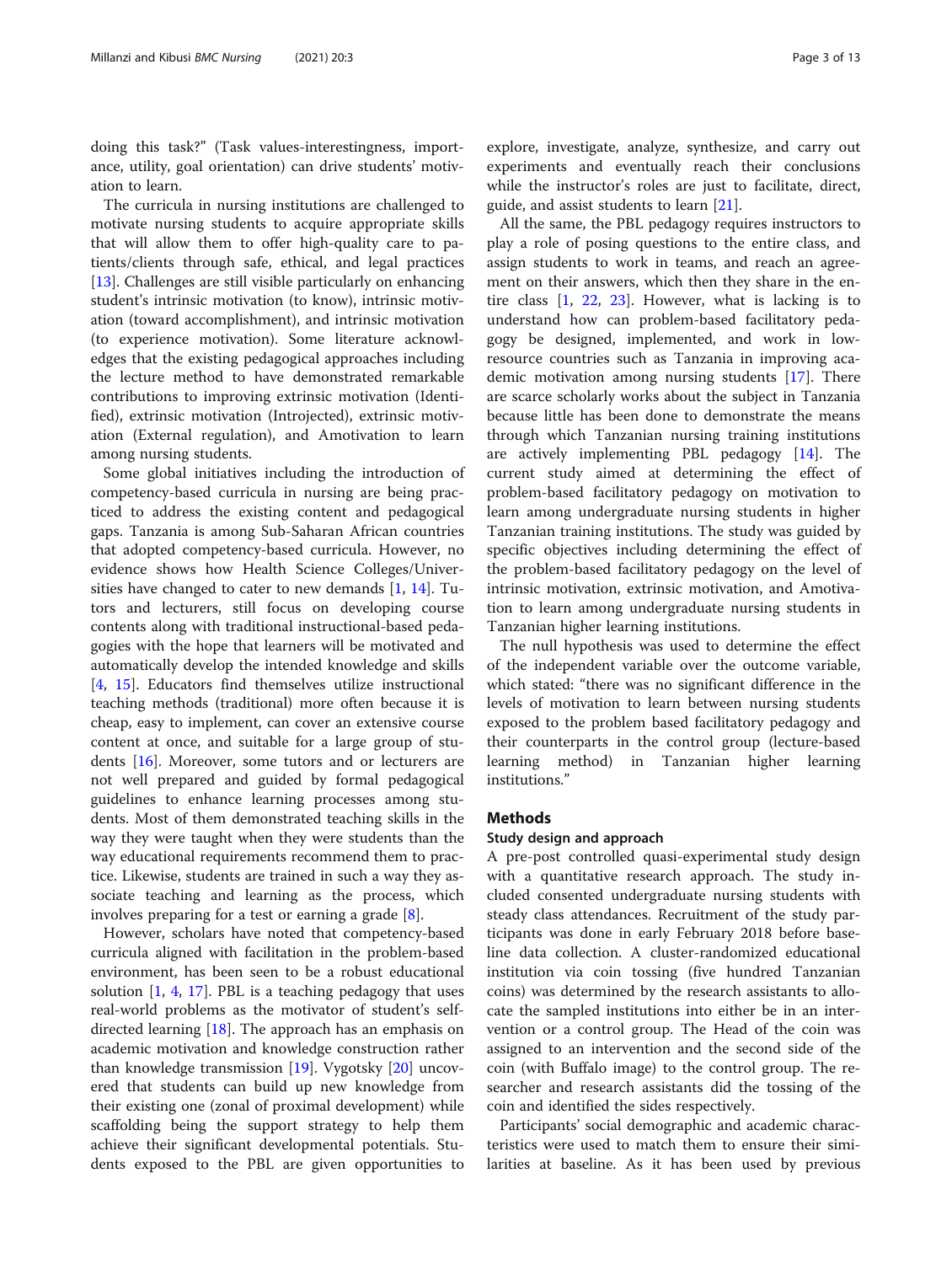doing this task?" (Task values-interestingness, importance, utility, goal orientation) can drive students' motivation to learn.

The curricula in nursing institutions are challenged to motivate nursing students to acquire appropriate skills that will allow them to offer high-quality care to patients/clients through safe, ethical, and legal practices [13]. Challenges are still visible particularly on enhancing student's intrinsic motivation (to know), intrinsic motivation (toward accomplishment), and intrinsic motivation (to experience motivation). Some literature acknowledges that the existing pedagogical approaches including the lecture method to have demonstrated remarkable contributions to improving extrinsic motivation (Identified), extrinsic motivation (Introjected), extrinsic motivation (External regulation), and Amotivation to learn among nursing students.

Some global initiatives including the introduction of competency-based curricula in nursing are being practiced to address the existing content and pedagogical gaps. Tanzania is among Sub-Saharan African countries that adopted competency-based curricula. However, no evidence shows how Health Science Colleges/Universities have changed to cater to new demands [1, 14]. Tutors and lecturers, still focus on developing course contents along with traditional instructional-based pedagogies with the hope that learners will be motivated and automatically develop the intended knowledge and skills [4, 15]. Educators find themselves utilize instructional teaching methods (traditional) more often because it is cheap, easy to implement, can cover an extensive course content at once, and suitable for a large group of students [16]. Moreover, some tutors and or lecturers are not well prepared and guided by formal pedagogical guidelines to enhance learning processes among students. Most of them demonstrated teaching skills in the way they were taught when they were students than the way educational requirements recommend them to practice. Likewise, students are trained in such a way they associate teaching and learning as the process, which involves preparing for a test or earning a grade [8].

However, scholars have noted that competency-based curricula aligned with facilitation in the problem-based environment, has been seen to be a robust educational solution [1, 4, 17]. PBL is a teaching pedagogy that uses real-world problems as the motivator of student's self-directed learning [18]. The approach has an emphasis on academic motivation and knowledge construction rather than knowledge transmission [19]. Vygotsky [20] uncovered that students can build up new knowledge from their existing one (zonal of proximal development) while scaffolding being the support strategy to help them achieve their significant developmental potentials. Students exposed to the PBL are given opportunities to explore, investigate, analyze, synthesize, and carry out experiments and eventually reach their conclusions while the instructor's roles are just to facilitate, direct, guide, and assist students to learn [21].

All the same, the PBL pedagogy requires instructors to play a role of posing questions to the entire class, and assign students to work in teams, and reach an agreement on their answers, which then they share in the entire class [1, 22, 23]. However, what is lacking is to understand how can problem-based facilitatory pedagogy be designed, implemented, and work in low-resource countries such as Tanzania in improving academic motivation among nursing students [17]. There are scarce scholarly works about the subject in Tanzania because little has been done to demonstrate the means through which Tanzanian nursing training institutions are actively implementing PBL pedagogy [14]. The current study aimed at determining the effect of problem-based facilitatory pedagogy on motivation to learn among undergraduate nursing students in higher Tanzanian training institutions. The study was guided by specific objectives including determining the effect of the problem-based facilitatory pedagogy on the level of intrinsic motivation, extrinsic motivation, and Amotivation to learn among undergraduate nursing students in Tanzanian higher learning institutions.

The null hypothesis was used to determine the effect of the independent variable over the outcome variable, which stated: "there was no significant difference in the levels of motivation to learn between nursing students exposed to the problem based facilitatory pedagogy and their counterparts in the control group (lecture-based learning method) in Tanzanian higher learning institutions."

## Methods

### Study design and approach

A pre-post controlled quasi-experimental study design with a quantitative research approach. The study included consented undergraduate nursing students with steady class attendances. Recruitment of the study participants was done in early February 2018 before baseline data collection. A cluster-randomized educational institution via coin tossing (five hundred Tanzanian coins) was determined by the research assistants to allocate the sampled institutions into either be in an intervention or a control group. The Head of the coin was assigned to an intervention and the second side of the coin (with Buffalo image) to the control group. The researcher and research assistants did the tossing of the coin and identified the sides respectively.

Participants' social demographic and academic characteristics were used to match them to ensure their similarities at baseline. As it has been used by previous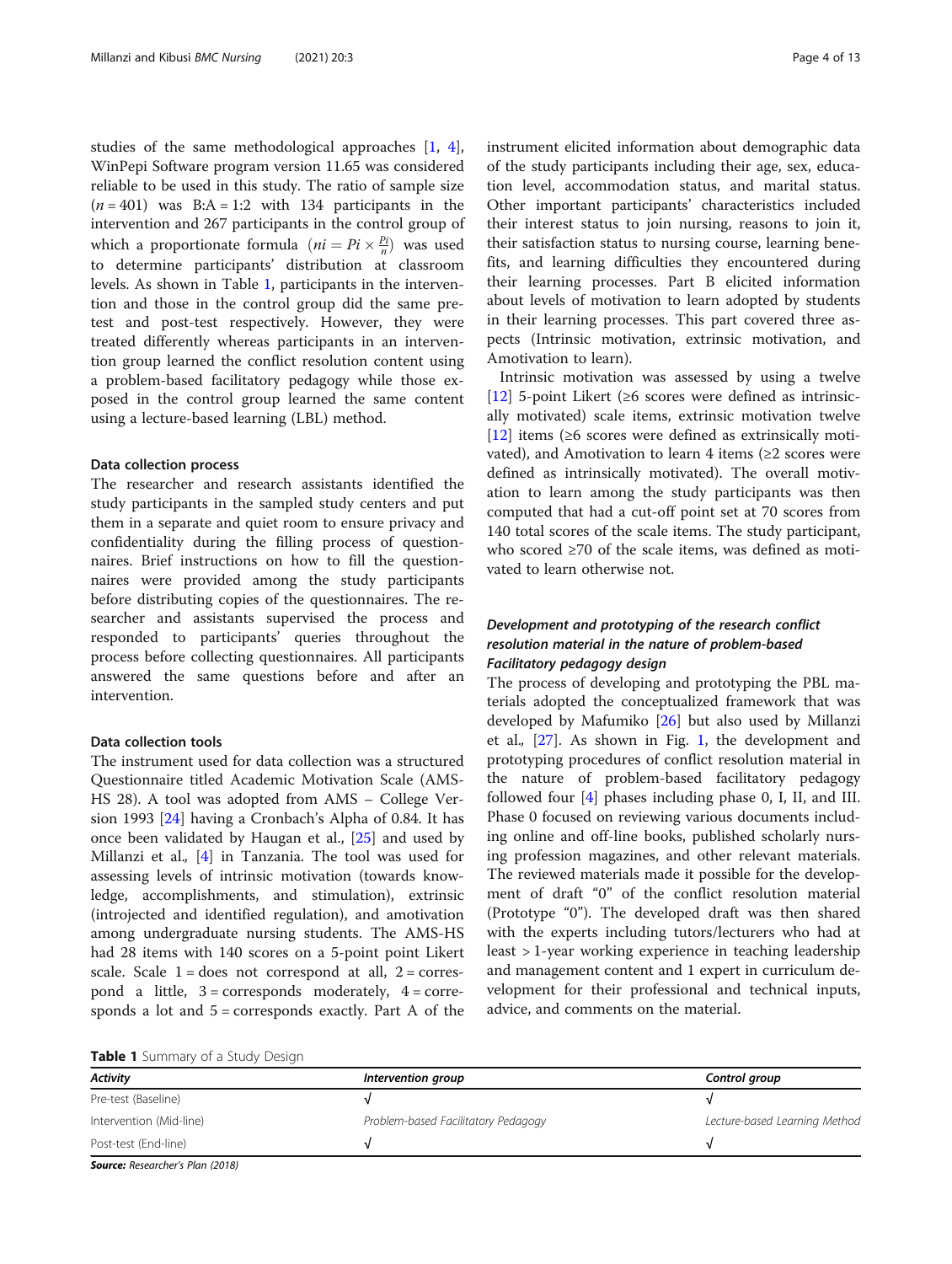studies of the same methodological approaches [1, 4], WinPepi Software program version 11.65 was considered reliable to be used in this study. The ratio of sample size ($n = 401$) was B:A = 1:2 with 134 participants in the intervention and 267 participants in the control group of which a proportionate formula ($ni = Pi \times \frac{Pi}{n}$) was used to determine participants' distribution at classroom levels. As shown in Table 1, participants in the intervention and those in the control group did the same pre-test and post-test respectively. However, they were treated differently whereas participants in an intervention group learned the conflict resolution content using a problem-based facilitatory pedagogy while those exposed in the control group learned the same content using a lecture-based learning (LBL) method.

#### Data collection process

The researcher and research assistants identified the study participants in the sampled study centers and put them in a separate and quiet room to ensure privacy and confidentiality during the filling process of questionnaires. Brief instructions on how to fill the questionnaires were provided among the study participants before distributing copies of the questionnaires. The researcher and assistants supervised the process and responded to participants' queries throughout the process before collecting questionnaires. All participants answered the same questions before and after an intervention.

#### Data collection tools

The instrument used for data collection was a structured Questionnaire titled Academic Motivation Scale (AMS-HS 28). A tool was adopted from AMS – College Version 1993 [24] having a Cronbach's Alpha of 0.84. It has once been validated by Haugan et al., [25] and used by Millanzi et al., [4] in Tanzania. The tool was used for assessing levels of intrinsic motivation (towards knowledge, accomplishments, and stimulation), extrinsic (introjected and identified regulation), and amotivation among undergraduate nursing students. The AMS-HS had 28 items with 140 scores on a 5-point point Likert scale. Scale 1 = does not correspond at all, 2 = correspond a little, 3 = corresponds moderately, 4 = corresponds a lot and 5 = corresponds exactly. Part A of the instrument elicited information about demographic data of the study participants including their age, sex, education level, accommodation status, and marital status. Other important participants' characteristics included their interest status to join nursing, reasons to join it, their satisfaction status to nursing course, learning benefits, and learning difficulties they encountered during their learning processes. Part B elicited information about levels of motivation to learn adopted by students in their learning processes. This part covered three aspects (Intrinsic motivation, extrinsic motivation, and Amotivation to learn).

Intrinsic motivation was assessed by using a twelve [12] 5-point Likert (≥6 scores were defined as intrinsically motivated) scale items, extrinsic motivation twelve [12] items (≥6 scores were defined as extrinsically motivated), and Amotivation to learn 4 items (≥2 scores were defined as intrinsically motivated). The overall motivation to learn among the study participants was then computed that had a cut-off point set at 70 scores from 140 total scores of the scale items. The study participant, who scored ≥70 of the scale items, was defined as motivated to learn otherwise not.

#### *Development and prototyping of the research conflict resolution material in the nature of problem-based Facilitatory pedagogy design*

The process of developing and prototyping the PBL materials adopted the conceptualized framework that was developed by Mafumiko [26] but also used by Millanzi et al., [27]. As shown in Fig. 1, the development and prototyping procedures of conflict resolution material in the nature of problem-based facilitatory pedagogy followed four [4] phases including phase 0, I, II, and III. Phase 0 focused on reviewing various documents including online and off-line books, published scholarly nursing profession magazines, and other relevant materials. The reviewed materials made it possible for the development of draft "0" of the conflict resolution material (Prototype "0"). The developed draft was then shared with the experts including tutors/lecturers who had at least > 1-year working experience in teaching leadership and management content and 1 expert in curriculum development for their professional and technical inputs, advice, and comments on the material.

**Table 1** Summary of a Study Design

| *Activity* | *Intervention group* | *Control group* |
|---|---|---|
| Pre-test (Baseline) | √ | √ |
| Intervention (Mid-line) | *Problem-based Facilitatory Pedagogy* | *Lecture-based Learning Method* |
| Post-test (End-line) | √ | √ |

***Source:*** *Researcher's Plan (2018)*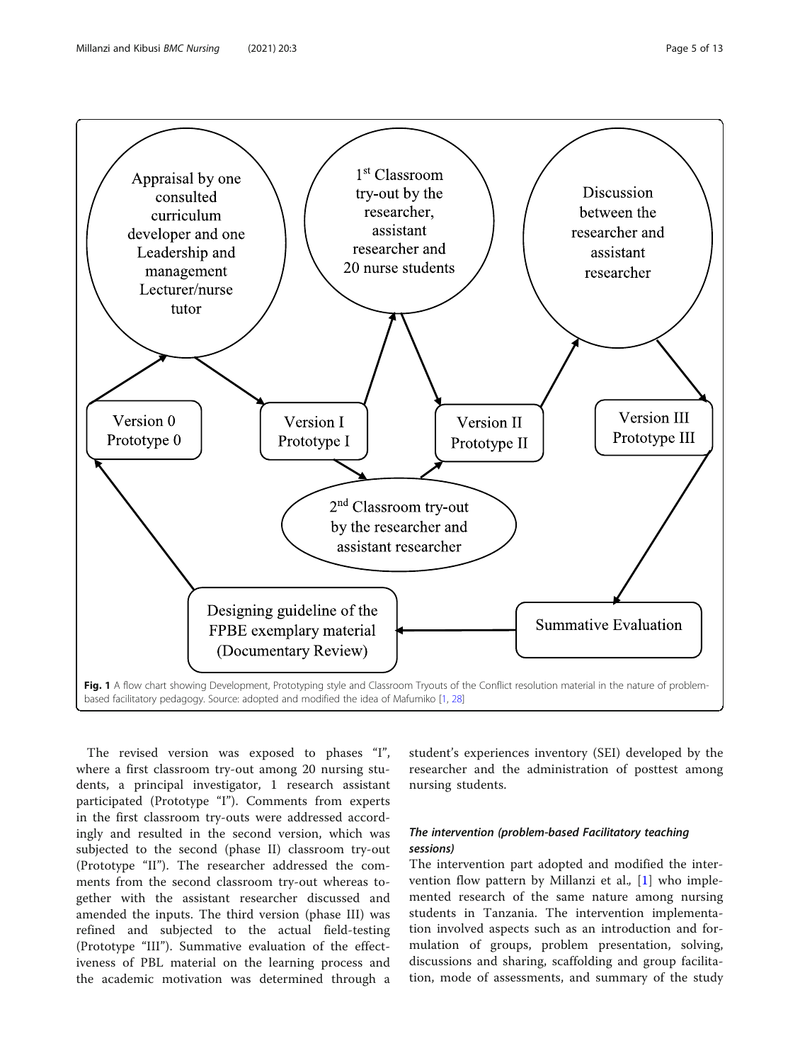Fig. 1 A flow chart showing Development, Prototyping style and Classroom Tryouts of the Conflict resolution material in the nature of problem-based facilitatory pedagogy. Source: adopted and modified the idea of Mafumiko [1, 28]

The revised version was exposed to phases "I", where a first classroom try-out among 20 nursing students, a principal investigator, 1 research assistant participated (Prototype "I"). Comments from experts in the first classroom try-outs were addressed accordingly and resulted in the second version, which was subjected to the second (phase II) classroom try-out (Prototype "II"). The researcher addressed the comments from the second classroom try-out whereas together with the assistant researcher discussed and amended the inputs. The third version (phase III) was refined and subjected to the actual field-testing (Prototype "III"). Summative evaluation of the effectiveness of PBL material on the learning process and the academic motivation was determined through a student's experiences inventory (SEI) developed by the researcher and the administration of posttest among nursing students.

### *The intervention (problem-based Facilitatory teaching sessions)*

The intervention part adopted and modified the intervention flow pattern by Millanzi et al., [1] who implemented research of the same nature among nursing students in Tanzania. The intervention implementation involved aspects such as an introduction and formulation of groups, problem presentation, solving, discussions and sharing, scaffolding and group facilitation, mode of assessments, and summary of the study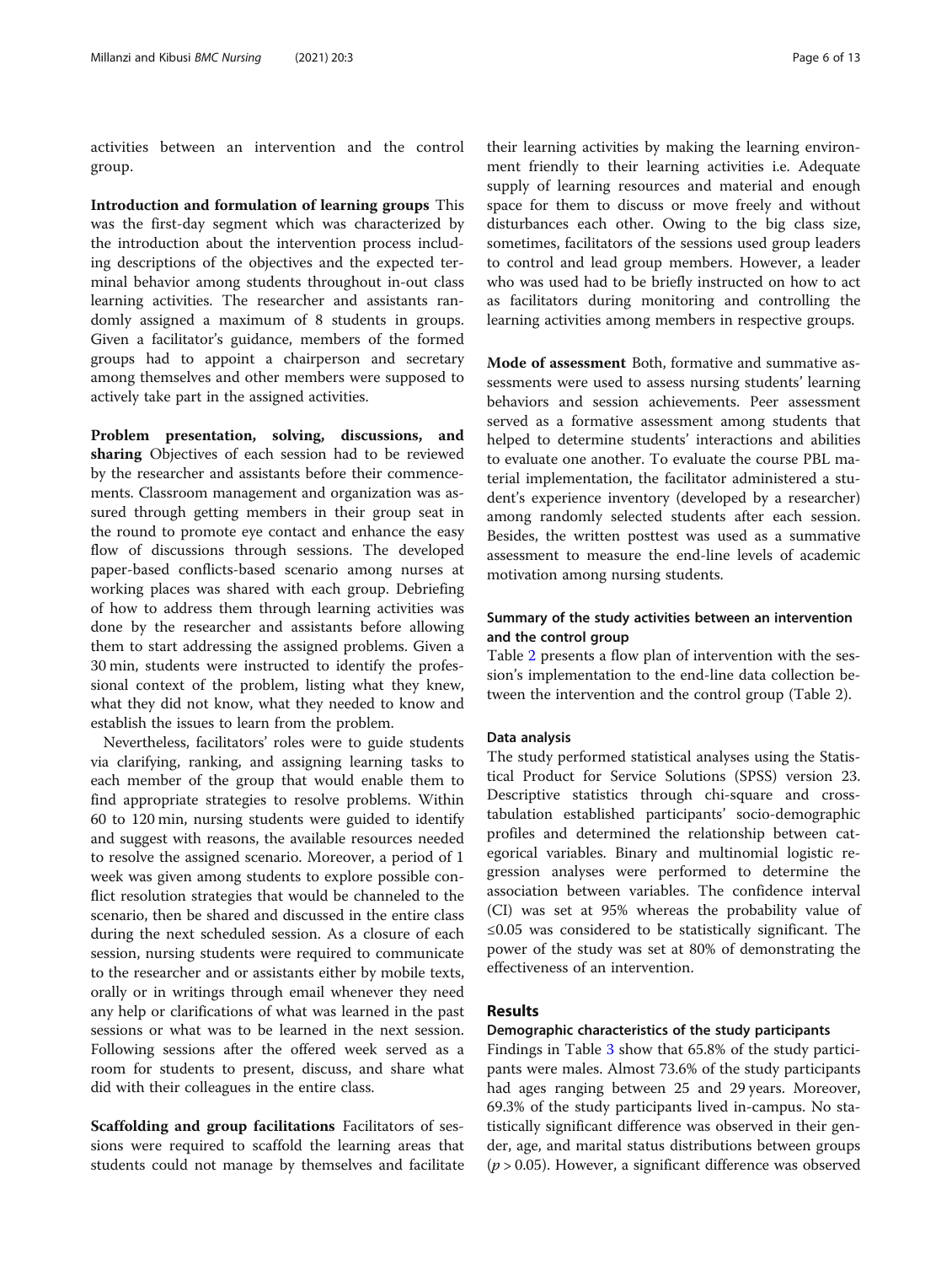activities between an intervention and the control group.

**Introduction and formulation of learning groups** This was the first-day segment which was characterized by the introduction about the intervention process including descriptions of the objectives and the expected terminal behavior among students throughout in-out class learning activities. The researcher and assistants randomly assigned a maximum of 8 students in groups. Given a facilitator's guidance, members of the formed groups had to appoint a chairperson and secretary among themselves and other members were supposed to actively take part in the assigned activities.

**Problem presentation, solving, discussions, and sharing** Objectives of each session had to be reviewed by the researcher and assistants before their commencements. Classroom management and organization was assured through getting members in their group seat in the round to promote eye contact and enhance the easy flow of discussions through sessions. The developed paper-based conflicts-based scenario among nurses at working places was shared with each group. Debriefing of how to address them through learning activities was done by the researcher and assistants before allowing them to start addressing the assigned problems. Given a 30 min, students were instructed to identify the professional context of the problem, listing what they knew, what they did not know, what they needed to know and establish the issues to learn from the problem.

Nevertheless, facilitators' roles were to guide students via clarifying, ranking, and assigning learning tasks to each member of the group that would enable them to find appropriate strategies to resolve problems. Within 60 to 120 min, nursing students were guided to identify and suggest with reasons, the available resources needed to resolve the assigned scenario. Moreover, a period of 1 week was given among students to explore possible conflict resolution strategies that would be channeled to the scenario, then be shared and discussed in the entire class during the next scheduled session. As a closure of each session, nursing students were required to communicate to the researcher and or assistants either by mobile texts, orally or in writings through email whenever they need any help or clarifications of what was learned in the past sessions or what was to be learned in the next session. Following sessions after the offered week served as a room for students to present, discuss, and share what did with their colleagues in the entire class.

**Scaffolding and group facilitations** Facilitators of sessions were required to scaffold the learning areas that students could not manage by themselves and facilitate their learning activities by making the learning environment friendly to their learning activities i.e. Adequate supply of learning resources and material and enough space for them to discuss or move freely and without disturbances each other. Owing to the big class size, sometimes, facilitators of the sessions used group leaders to control and lead group members. However, a leader who was used had to be briefly instructed on how to act as facilitators during monitoring and controlling the learning activities among members in respective groups.

**Mode of assessment** Both, formative and summative assessments were used to assess nursing students' learning behaviors and session achievements. Peer assessment served as a formative assessment among students that helped to determine students' interactions and abilities to evaluate one another. To evaluate the course PBL material implementation, the facilitator administered a student's experience inventory (developed by a researcher) among randomly selected students after each session. Besides, the written posttest was used as a summative assessment to measure the end-line levels of academic motivation among nursing students.

### Summary of the study activities between an intervention and the control group

Table 2 presents a flow plan of intervention with the session's implementation to the end-line data collection between the intervention and the control group (Table 2).

### Data analysis

The study performed statistical analyses using the Statistical Product for Service Solutions (SPSS) version 23. Descriptive statistics through chi-square and cross-tabulation established participants' socio-demographic profiles and determined the relationship between categorical variables. Binary and multinomial logistic regression analyses were performed to determine the association between variables. The confidence interval (CI) was set at 95% whereas the probability value of ≤0.05 was considered to be statistically significant. The power of the study was set at 80% of demonstrating the effectiveness of an intervention.

## Results

### Demographic characteristics of the study participants

Findings in Table 3 show that 65.8% of the study participants were males. Almost 73.6% of the study participants had ages ranging between 25 and 29 years. Moreover, 69.3% of the study participants lived in-campus. No statistically significant difference was observed in their gender, age, and marital status distributions between groups ($p > 0.05$). However, a significant difference was observed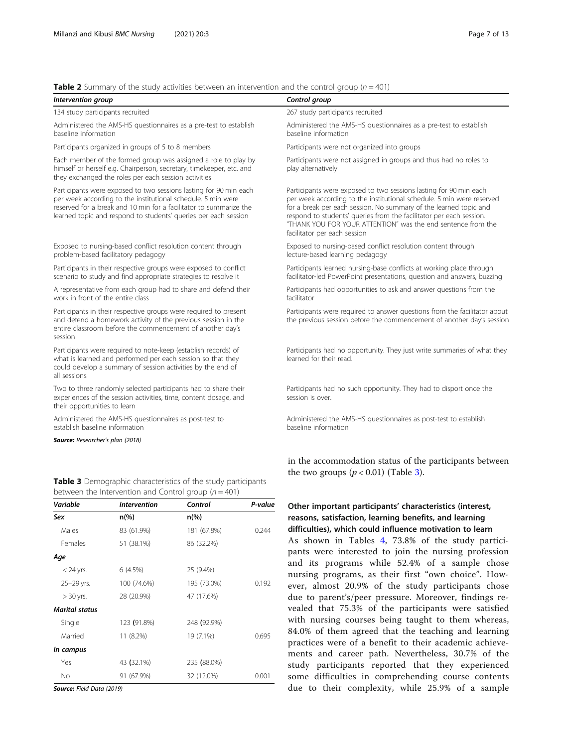**Table 2** Summary of the study activities between an intervention and the control group ($n = 401$)

| *Intervention group* | *Control group* |
|---|---|
| 134 study participants recruited | 267 study participants recruited |
| Administered the AMS-HS questionnaires as a pre-test to establish baseline information | Administered the AMS-HS questionnaires as a pre-test to establish baseline information |
| Participants organized in groups of 5 to 8 members | Participants were not organized into groups |
| Each member of the formed group was assigned a role to play by himself or herself e.g. Chairperson, secretary, timekeeper, etc. and they exchanged the roles per each session activities | Participants were not assigned in groups and thus had no roles to play alternatively |
| Participants were exposed to two sessions lasting for 90 min each per week according to the institutional schedule. 5 min were reserved for a break and 10 min for a facilitator to summarize the learned topic and respond to students' queries per each session | Participants were exposed to two sessions lasting for 90 min each per week according to the institutional schedule. 5 min were reserved for a break per each session. No summary of the learned topic and respond to students' queries from the facilitator per each session. "THANK YOU FOR YOUR ATTENTION" was the end sentence from the facilitator per each session |
| Exposed to nursing-based conflict resolution content through problem-based facilitatory pedagogy | Exposed to nursing-based conflict resolution content through lecture-based learning pedagogy |
| Participants in their respective groups were exposed to conflict scenario to study and find appropriate strategies to resolve it | Participants learned nursing-base conflicts at working place through facilitator-led PowerPoint presentations, question and answers, buzzing |
| A representative from each group had to share and defend their work in front of the entire class | Participants had opportunities to ask and answer questions from the facilitator |
| Participants in their respective groups were required to present and defend a homework activity of the previous session in the entire classroom before the commencement of another day's session | Participants were required to answer questions from the facilitator about the previous session before the commencement of another day's session |
| Participants were required to note-keep (establish records) of what is learned and performed per each session so that they could develop a summary of session activities by the end of all sessions | Participants had no opportunity. They just write summaries of what they learned for their read. |
| Two to three randomly selected participants had to share their experiences of the session activities, time, content dosage, and their opportunities to learn | Participants had no such opportunity. They had to disport once the session is over. |
| Administered the AMS-HS questionnaires as post-test to establish baseline information | Administered the AMS-HS questionnaires as post-test to establish baseline information |

***Source:*** *Researcher's plan (2018)*

**Table 3** Demographic characteristics of the study participants between the Intervention and Control group ($n = 401$)

| *Variable* | *Intervention* | *Control* | *P-value* |
|---|---|---|---|
| ***Sex*** | **n(%)** | **n(%)** | |
| Males | 83 (61.9%) | 181 (67.8%) | 0.244 |
| Females | 51 (38.1%) | 86 (32.2%) | |
| ***Age*** | | | |
| < 24 yrs. | 6 (4.5%) | 25 (9.4%) | |
| 25–29 yrs. | 100 (74.6%) | 195 (73.0%) | 0.192 |
| > 30 yrs. | 28 (20.9%) | 47 (17.6%) | |
| ***Marital status*** | | | |
| Single | 123 (91.8%) | 248 (92.9%) | |
| Married | 11 (8.2%) | 19 (7.1%) | 0.695 |
| ***In campus*** | | | |
| Yes | 43 (32.1%) | 235 (88.0%) | |
| No | 91 (67.9%) | 32 (12.0%) | 0.001 |

***Source:*** *Field Data (2019)*

in the accommodation status of the participants between the two groups ($p < 0.01$) (Table 3).

### Other important participants' characteristics (interest, reasons, satisfaction, learning benefits, and learning difficulties), which could influence motivation to learn

As shown in Tables 4, 73.8% of the study participants were interested to join the nursing profession and its programs while 52.4% of a sample chose nursing programs, as their first "own choice". However, almost 20.9% of the study participants chose due to parent's/peer pressure. Moreover, findings revealed that 75.3% of the participants were satisfied with nursing courses being taught to them whereas, 84.0% of them agreed that the teaching and learning practices were of a benefit to their academic achievements and career path. Nevertheless, 30.7% of the study participants reported that they experienced some difficulties in comprehending course contents due to their complexity, while 25.9% of a sample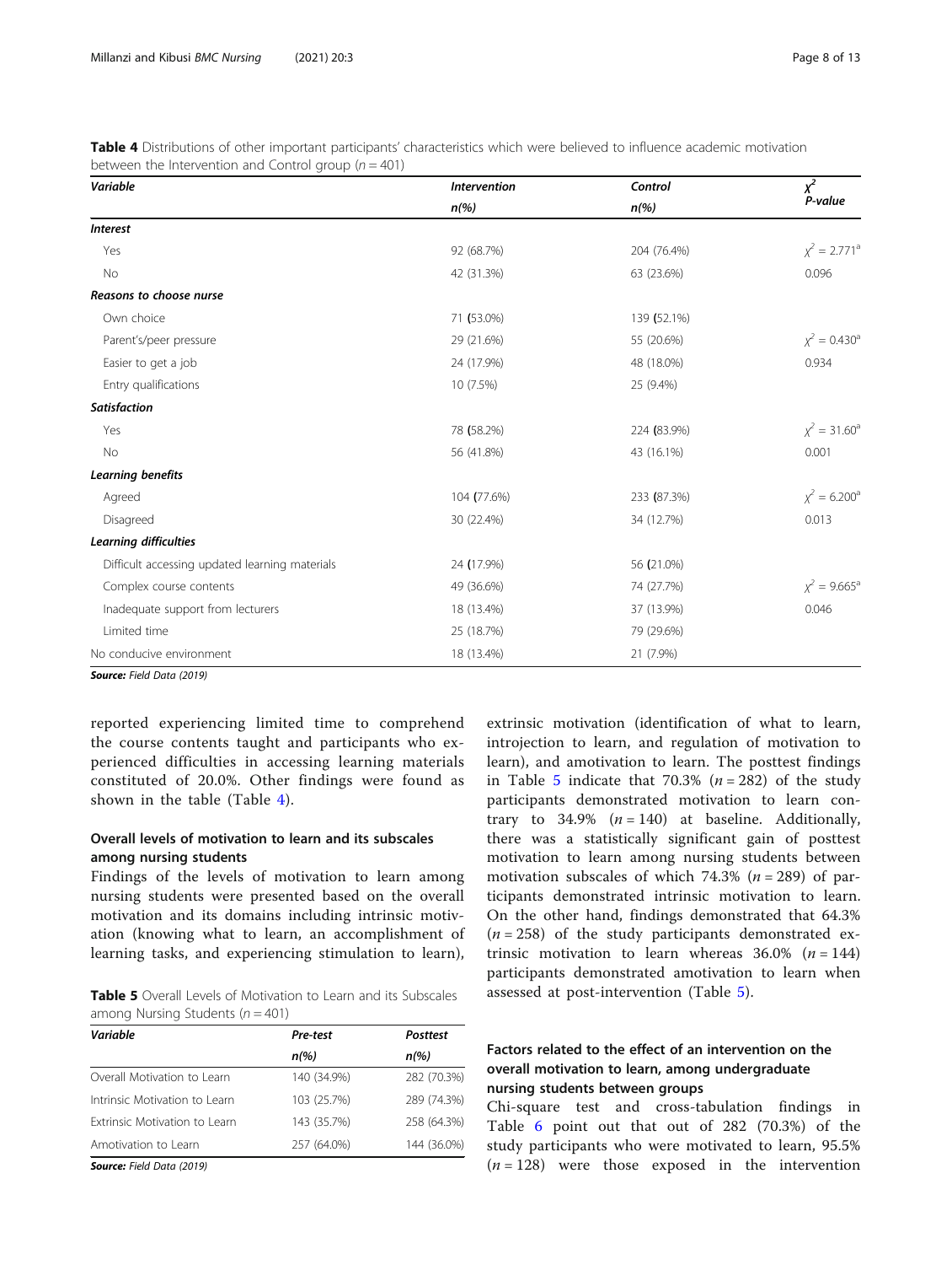**Table 4** Distributions of other important participants' characteristics which were believed to influence academic motivation between the Intervention and Control group ($n = 401$)

| *Variable* | *Intervention* | *Control* | $\chi^2$ |
|---|---|---|---|
| | *n(%)* | *n(%)* | *P-value* |
| ***Interest*** | | | |
| Yes | 92 (68.7%) | 204 (76.4%) | $\chi^2 = 2.771^a$ |
| No | 42 (31.3%) | 63 (23.6%) | 0.096 |
| ***Reasons to choose nurse*** | | | |
| Own choice | 71 (53.0%) | 139 (52.1%) | |
| Parent's/peer pressure | 29 (21.6%) | 55 (20.6%) | $\chi^2 = 0.430^a$ |
| Easier to get a job | 24 (17.9%) | 48 (18.0%) | 0.934 |
| Entry qualifications | 10 (7.5%) | 25 (9.4%) | |
| ***Satisfaction*** | | | |
| Yes | 78 (58.2%) | 224 (83.9%) | $\chi^2 = 31.60^a$ |
| No | 56 (41.8%) | 43 (16.1%) | 0.001 |
| ***Learning benefits*** | | | |
| Agreed | 104 (77.6%) | 233 (87.3%) | $\chi^2 = 6.200^a$ |
| Disagreed | 30 (22.4%) | 34 (12.7%) | 0.013 |
| ***Learning difficulties*** | | | |
| Difficult accessing updated learning materials | 24 (17.9%) | 56 (21.0%) | |
| Complex course contents | 49 (36.6%) | 74 (27.7%) | $\chi^2 = 9.665^a$ |
| Inadequate support from lecturers | 18 (13.4%) | 37 (13.9%) | 0.046 |
| Limited time | 25 (18.7%) | 79 (29.6%) | |
| No conducive environment | 18 (13.4%) | 21 (7.9%) | |

***Source:*** *Field Data (2019)*

reported experiencing limited time to comprehend the course contents taught and participants who experienced difficulties in accessing learning materials constituted of 20.0%. Other findings were found as shown in the table (Table 4).

### Overall levels of motivation to learn and its subscales among nursing students

Findings of the levels of motivation to learn among nursing students were presented based on the overall motivation and its domains including intrinsic motivation (knowing what to learn, an accomplishment of learning tasks, and experiencing stimulation to learn), extrinsic motivation (identification of what to learn, introjection to learn, and regulation of motivation to learn), and amotivation to learn. The posttest findings in Table 5 indicate that 70.3% ($n = 282$) of the study participants demonstrated motivation to learn contrary to 34.9% ($n = 140$) at baseline. Additionally, there was a statistically significant gain of posttest motivation to learn among nursing students between motivation subscales of which 74.3% ($n = 289$) of participants demonstrated intrinsic motivation to learn. On the other hand, findings demonstrated that 64.3% ($n = 258$) of the study participants demonstrated extrinsic motivation to learn whereas 36.0% ($n = 144$) participants demonstrated amotivation to learn when assessed at post-intervention (Table 5).

**Table 5** Overall Levels of Motivation to Learn and its Subscales among Nursing Students ($n = 401$)

| *Variable* | *Pre-test* | *Posttest* |
|---|---|---|
| | *n(%)* | *n(%)* |
| Overall Motivation to Learn | 140 (34.9%) | 282 (70.3%) |
| Intrinsic Motivation to Learn | 103 (25.7%) | 289 (74.3%) |
| Extrinsic Motivation to Learn | 143 (35.7%) | 258 (64.3%) |
| Amotivation to Learn | 257 (64.0%) | 144 (36.0%) |

***Source:*** *Field Data (2019)*

### Factors related to the effect of an intervention on the overall motivation to learn, among undergraduate nursing students between groups

Chi-square test and cross-tabulation findings in Table 6 point out that out of 282 (70.3%) of the study participants who were motivated to learn, 95.5% ($n = 128$) were those exposed in the intervention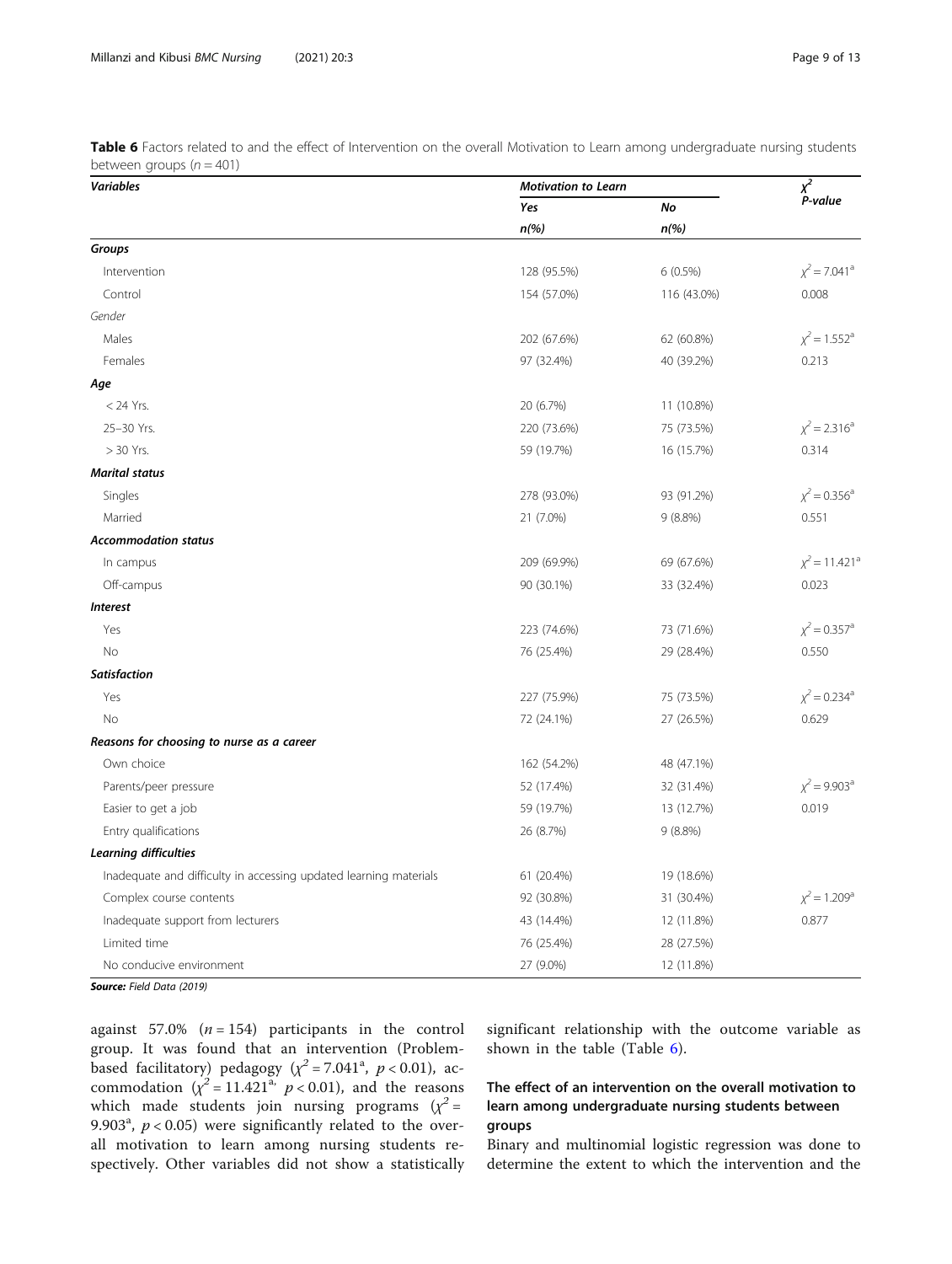**Table 6** Factors related to and the effect of Intervention on the overall Motivation to Learn among undergraduate nursing students between groups ($n = 401$)

| *Variables* | *Motivation to Learn* | | $\chi^2$ *P-value* |
|---|---|---|---|
| | *Yes* | *No* | |
| | *n(%)* | *n(%)* | |
| ***Groups*** | | | |
| Intervention | 128 (95.5%) | 6 (0.5%) | $\chi^2 = 7.041^a$ |
| Control | 154 (57.0%) | 116 (43.0%) | 0.008 |
| *Gender* | | | |
| Males | 202 (67.6%) | 62 (60.8%) | $\chi^2 = 1.552^a$ |
| Females | 97 (32.4%) | 40 (39.2%) | 0.213 |
| ***Age*** | | | |
| < 24 Yrs. | 20 (6.7%) | 11 (10.8%) | |
| 25–30 Yrs. | 220 (73.6%) | 75 (73.5%) | $\chi^2 = 2.316^a$ |
| > 30 Yrs. | 59 (19.7%) | 16 (15.7%) | 0.314 |
| ***Marital status*** | | | |
| Singles | 278 (93.0%) | 93 (91.2%) | $\chi^2 = 0.356^a$ |
| Married | 21 (7.0%) | 9 (8.8%) | 0.551 |
| ***Accommodation status*** | | | |
| In campus | 209 (69.9%) | 69 (67.6%) | $\chi^2 = 11.421^a$ |
| Off-campus | 90 (30.1%) | 33 (32.4%) | 0.023 |
| ***Interest*** | | | |
| Yes | 223 (74.6%) | 73 (71.6%) | $\chi^2 = 0.357^a$ |
| No | 76 (25.4%) | 29 (28.4%) | 0.550 |
| ***Satisfaction*** | | | |
| Yes | 227 (75.9%) | 75 (73.5%) | $\chi^2 = 0.234^a$ |
| No | 72 (24.1%) | 27 (26.5%) | 0.629 |
| ***Reasons for choosing to nurse as a career*** | | | |
| Own choice | 162 (54.2%) | 48 (47.1%) | |
| Parents/peer pressure | 52 (17.4%) | 32 (31.4%) | $\chi^2 = 9.903^a$ |
| Easier to get a job | 59 (19.7%) | 13 (12.7%) | 0.019 |
| Entry qualifications | 26 (8.7%) | 9 (8.8%) | |
| ***Learning difficulties*** | | | |
| Inadequate and difficulty in accessing updated learning materials | 61 (20.4%) | 19 (18.6%) | |
| Complex course contents | 92 (30.8%) | 31 (30.4%) | $\chi^2 = 1.209^a$ |
| Inadequate support from lecturers | 43 (14.4%) | 12 (11.8%) | 0.877 |
| Limited time | 76 (25.4%) | 28 (27.5%) | |
| No conducive environment | 27 (9.0%) | 12 (11.8%) | |

***Source:*** *Field Data (2019)*

against 57.0% ($n = 154$) participants in the control group. It was found that an intervention (Problem-based facilitatory) pedagogy ($\chi^2 = 7.041^a$, $p < 0.01$), accommodation ($\chi^2 = 11.421^a$, $p < 0.01$), and the reasons which made students join nursing programs ($\chi^2 = 9.903^a$, $p < 0.05$) were significantly related to the overall motivation to learn among nursing students respectively. Other variables did not show a statistically significant relationship with the outcome variable as shown in the table (Table 6).

### The effect of an intervention on the overall motivation to learn among undergraduate nursing students between groups

Binary and multinomial logistic regression was done to determine the extent to which the intervention and the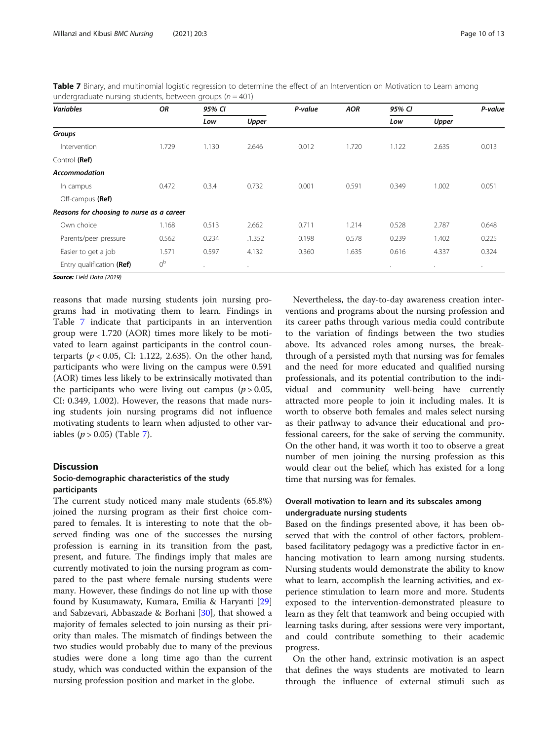**Table 7** Binary, and multinomial logistic regression to determine the effect of an Intervention on Motivation to Learn among undergraduate nursing students, between groups ($n = 401$)

| *Variables* | *OR* | *95% CI* | | *P-value* | *AOR* | *95% CI* | | *P-value* |
|---|---|---|---|---|---|---|---|---|
| | | *Low* | *Upper* | | | *Low* | *Upper* | |
| ***Groups*** | | | | | | | | |
| Intervention | 1.729 | 1.130 | 2.646 | 0.012 | 1.720 | 1.122 | 2.635 | 0.013 |
| Control **(Ref)** | | | | | | | | |
| ***Accommodation*** | | | | | | | | |
| In campus | 0.472 | 0.3.4 | 0.732 | 0.001 | 0.591 | 0.349 | 1.002 | 0.051 |
| Off-campus **(Ref)** | | | | | | | | |
| ***Reasons for choosing to nurse as a career*** | | | | | | | | |
| Own choice | 1.168 | 0.513 | 2.662 | 0.711 | 1.214 | 0.528 | 2.787 | 0.648 |
| Parents/peer pressure | 0.562 | 0.234 | .1.352 | 0.198 | 0.578 | 0.239 | 1.402 | 0.225 |
| Easier to get a job | 1.571 | 0.597 | 4.132 | 0.360 | 1.635 | 0.616 | 4.337 | 0.324 |
| Entry qualification **(Ref)** | $0^b$ | . | . | | | . | . | . |

***Source:*** *Field Data (2019)*

reasons that made nursing students join nursing programs had in motivating them to learn. Findings in Table 7 indicate that participants in an intervention group were 1.720 (AOR) times more likely to be motivated to learn against participants in the control counterparts ($p < 0.05$, CI: 1.122, 2.635). On the other hand, participants who were living on the campus were 0.591 (AOR) times less likely to be extrinsically motivated than the participants who were living out campus ($p > 0.05$, CI: 0.349, 1.002). However, the reasons that made nursing students join nursing programs did not influence motivating students to learn when adjusted to other variables ($p > 0.05$) (Table 7).

## Discussion

### Socio-demographic characteristics of the study participants

The current study noticed many male students (65.8%) joined the nursing program as their first choice compared to females. It is interesting to note that the observed finding was one of the successes the nursing profession is earning in its transition from the past, present, and future. The findings imply that males are currently motivated to join the nursing program as compared to the past where female nursing students were many. However, these findings do not line up with those found by Kusumawaty, Kumara, Emilia & Haryanti [29] and Sabzevari, Abbaszade & Borhani [30], that showed a majority of females selected to join nursing as their priority than males. The mismatch of findings between the two studies would probably due to many of the previous studies were done a long time ago than the current study, which was conducted within the expansion of the nursing profession position and market in the globe.

Nevertheless, the day-to-day awareness creation interventions and programs about the nursing profession and its career paths through various media could contribute to the variation of findings between the two studies above. Its advanced roles among nurses, the breakthrough of a persisted myth that nursing was for females and the need for more educated and qualified nursing professionals, and its potential contribution to the individual and community well-being have currently attracted more people to join it including males. It is worth to observe both females and males select nursing as their pathway to advance their educational and professional careers, for the sake of serving the community. On the other hand, it was worth it too to observe a great number of men joining the nursing profession as this would clear out the belief, which has existed for a long time that nursing was for females.

### Overall motivation to learn and its subscales among undergraduate nursing students

Based on the findings presented above, it has been observed that with the control of other factors, problem-based facilitatory pedagogy was a predictive factor in enhancing motivation to learn among nursing students. Nursing students would demonstrate the ability to know what to learn, accomplish the learning activities, and experience stimulation to learn more and more. Students exposed to the intervention-demonstrated pleasure to learn as they felt that teamwork and being occupied with learning tasks during, after sessions were very important, and could contribute something to their academic progress.

On the other hand, extrinsic motivation is an aspect that defines the ways students are motivated to learn through the influence of external stimuli such as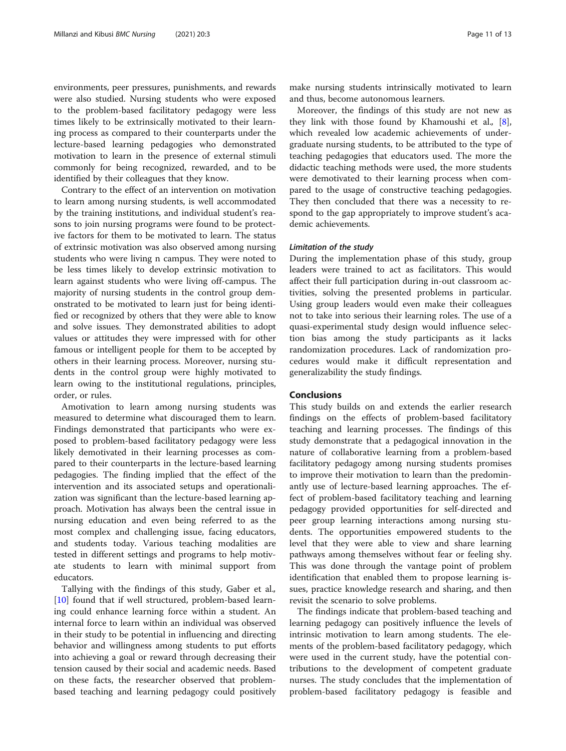environments, peer pressures, punishments, and rewards were also studied. Nursing students who were exposed to the problem-based facilitatory pedagogy were less times likely to be extrinsically motivated to their learning process as compared to their counterparts under the lecture-based learning pedagogies who demonstrated motivation to learn in the presence of external stimuli commonly for being recognized, rewarded, and to be identified by their colleagues that they know.

Contrary to the effect of an intervention on motivation to learn among nursing students, is well accommodated by the training institutions, and individual student's reasons to join nursing programs were found to be protective factors for them to be motivated to learn. The status of extrinsic motivation was also observed among nursing students who were living n campus. They were noted to be less times likely to develop extrinsic motivation to learn against students who were living off-campus. The majority of nursing students in the control group demonstrated to be motivated to learn just for being identified or recognized by others that they were able to know and solve issues. They demonstrated abilities to adopt values or attitudes they were impressed with for other famous or intelligent people for them to be accepted by others in their learning process. Moreover, nursing students in the control group were highly motivated to learn owing to the institutional regulations, principles, order, or rules.

Amotivation to learn among nursing students was measured to determine what discouraged them to learn. Findings demonstrated that participants who were exposed to problem-based facilitatory pedagogy were less likely demotivated in their learning processes as compared to their counterparts in the lecture-based learning pedagogies. The finding implied that the effect of the intervention and its associated setups and operationalization was significant than the lecture-based learning approach. Motivation has always been the central issue in nursing education and even being referred to as the most complex and challenging issue, facing educators, and students today. Various teaching modalities are tested in different settings and programs to help motivate students to learn with minimal support from educators.

Tallying with the findings of this study, Gaber et al., [10] found that if well structured, problem-based learning could enhance learning force within a student. An internal force to learn within an individual was observed in their study to be potential in influencing and directing behavior and willingness among students to put efforts into achieving a goal or reward through decreasing their tension caused by their social and academic needs. Based on these facts, the researcher observed that problem-based teaching and learning pedagogy could positively make nursing students intrinsically motivated to learn and thus, become autonomous learners.

Moreover, the findings of this study are not new as they link with those found by Khamoushi et al., [8], which revealed low academic achievements of undergraduate nursing students, to be attributed to the type of teaching pedagogies that educators used. The more the didactic teaching methods were used, the more students were demotivated to their learning process when compared to the usage of constructive teaching pedagogies. They then concluded that there was a necessity to respond to the gap appropriately to improve student's academic achievements.

#### *Limitation of the study*

During the implementation phase of this study, group leaders were trained to act as facilitators. This would affect their full participation during in-out classroom activities, solving the presented problems in particular. Using group leaders would even make their colleagues not to take into serious their learning roles. The use of a quasi-experimental study design would influence selection bias among the study participants as it lacks randomization procedures. Lack of randomization procedures would make it difficult representation and generalizability the study findings.

## Conclusions

This study builds on and extends the earlier research findings on the effects of problem-based facilitatory teaching and learning processes. The findings of this study demonstrate that a pedagogical innovation in the nature of collaborative learning from a problem-based facilitatory pedagogy among nursing students promises to improve their motivation to learn than the predominantly use of lecture-based learning approaches. The effect of problem-based facilitatory teaching and learning pedagogy provided opportunities for self-directed and peer group learning interactions among nursing students. The opportunities empowered students to the level that they were able to view and share learning pathways among themselves without fear or feeling shy. This was done through the vantage point of problem identification that enabled them to propose learning issues, practice knowledge research and sharing, and then revisit the scenario to solve problems.

The findings indicate that problem-based teaching and learning pedagogy can positively influence the levels of intrinsic motivation to learn among students. The elements of the problem-based facilitatory pedagogy, which were used in the current study, have the potential contributions to the development of competent graduate nurses. The study concludes that the implementation of problem-based facilitatory pedagogy is feasible and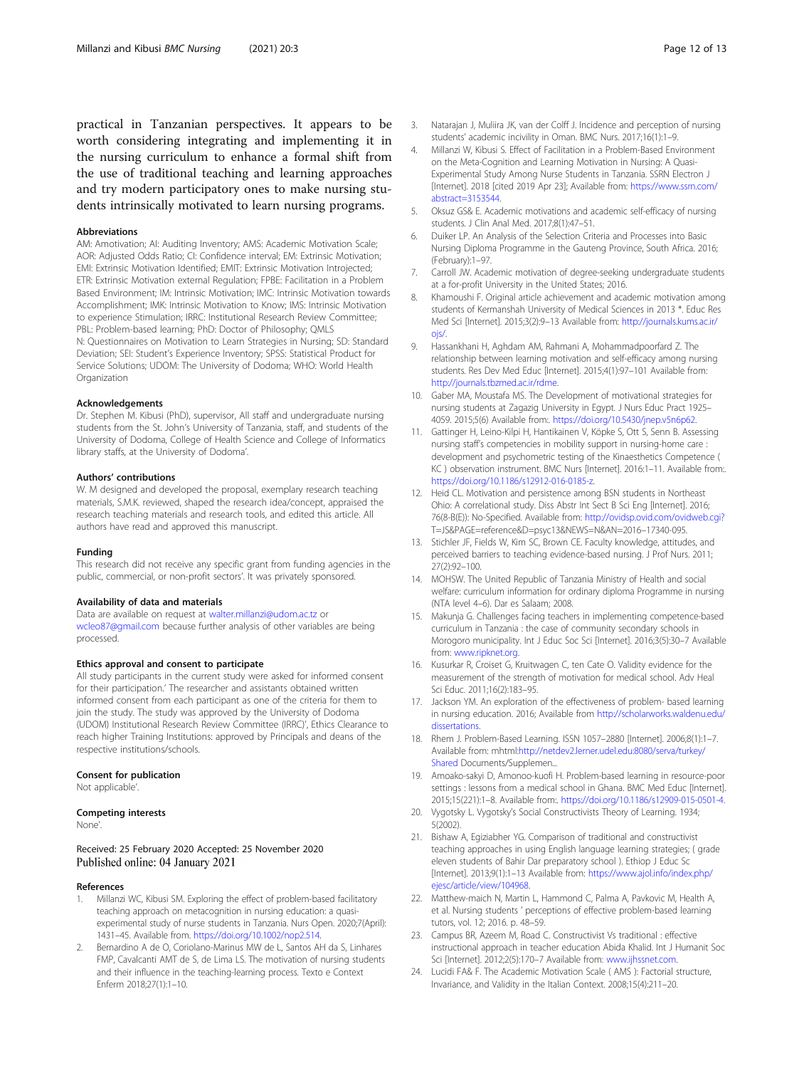practical in Tanzanian perspectives. It appears to be worth considering integrating and implementing it in the nursing curriculum to enhance a formal shift from the use of traditional teaching and learning approaches and try modern participatory ones to make nursing students intrinsically motivated to learn nursing programs.

#### Abbreviations

AM: Amotivation; AI: Auditing Inventory; AMS: Academic Motivation Scale; AOR: Adjusted Odds Ratio; CI: Confidence interval; EM: Extrinsic Motivation; EMI: Extrinsic Motivation Identified; EMIT: Extrinsic Motivation Introjected; ETR: Extrinsic Motivation external Regulation; FPBE: Facilitation in a Problem Based Environment; IM: Intrinsic Motivation; IMC: Intrinsic Motivation towards Accomplishment; IMK: Intrinsic Motivation to Know; IMS: Intrinsic Motivation to experience Stimulation; IRRC: Institutional Research Review Committee; PBL: Problem-based learning; PhD: Doctor of Philosophy; QMLS N: Questionnaires on Motivation to Learn Strategies in Nursing; SD: Standard Deviation; SEI: Student's Experience Inventory; SPSS: Statistical Product for Service Solutions; UDOM: The University of Dodoma; WHO: World Health Organization

#### Acknowledgements

Dr. Stephen M. Kibusi (PhD), supervisor, All staff and undergraduate nursing students from the St. John's University of Tanzania, staff, and students of the University of Dodoma, College of Health Science and College of Informatics library staffs, at the University of Dodoma'.

#### Authors' contributions

W. M designed and developed the proposal, exemplary research teaching materials, S.M.K. reviewed, shaped the research idea/concept, appraised the research teaching materials and research tools, and edited this article. All authors have read and approved this manuscript.

#### Funding

This research did not receive any specific grant from funding agencies in the public, commercial, or non-profit sectors'. It was privately sponsored.

#### Availability of data and materials

Data are available on request at walter.millanzi@udom.ac.tz or wcleo87@gmail.com because further analysis of other variables are being processed.

#### Ethics approval and consent to participate

All study participants in the current study were asked for informed consent for their participation.' The researcher and assistants obtained written informed consent from each participant as one of the criteria for them to join the study. The study was approved by the University of Dodoma (UDOM) Institutional Research Review Committee (IRRC)', Ethics Clearance to reach higher Training Institutions: approved by Principals and deans of the respective institutions/schools.

#### Consent for publication

Not applicable'.

#### Competing interests

None'.

Received: 25 February 2020 Accepted: 25 November 2020
Published online: 04 January 2021

#### References

1. Millanzi WC, Kibusi SM. Exploring the effect of problem-based facilitatory teaching approach on metacognition in nursing education: a quasi-experimental study of nurse students in Tanzania. Nurs Open. 2020;7(April): 1431–45. Available from. https://doi.org/10.1002/nop2.514.
2. Bernardino A de O, Coriolano-Marinus MW de L, Santos AH da S, Linhares FMP, Cavalcanti AMT de S, de Lima LS. The motivation of nursing students and their influence in the teaching-learning process. Texto e Context Enferm 2018;27(1):1–10.
3. Natarajan J, Muliira JK, van der Colff J. Incidence and perception of nursing students' academic incivility in Oman. BMC Nurs. 2017;16(1):1–9.
4. Millanzi W, Kibusi S. Effect of Facilitation in a Problem-Based Environment on the Meta-Cognition and Learning Motivation in Nursing: A Quasi-Experimental Study Among Nurse Students in Tanzania. SSRN Electron J [Internet]. 2018 [cited 2019 Apr 23]; Available from: https://www.ssrn.com/abstract=3153544.
5. Oksuz GS& E. Academic motivations and academic self-efficacy of nursing students. J Clin Anal Med. 2017;8(1):47–51.
6. Duiker LP. An Analysis of the Selection Criteria and Processes into Basic Nursing Diploma Programme in the Gauteng Province, South Africa. 2016; (February):1–97.
7. Carroll JW. Academic motivation of degree-seeking undergraduate students at a for-profit University in the United States; 2016.
8. Khamoushi F. Original article achievement and academic motivation among students of Kermanshah University of Medical Sciences in 2013 *. Educ Res Med Sci [Internet]. 2015;3(2):9–13 Available from: http://journals.kums.ac.ir/ojs/.
9. Hassankhani H, Aghdam AM, Rahmani A, Mohammadpoorfard Z. The relationship between learning motivation and self-efficacy among nursing students. Res Dev Med Educ [Internet]. 2015;4(1):97–101 Available from: http://journals.tbzmed.ac.ir/rdme.
10. Gaber MA, Moustafa MS. The Development of motivational strategies for nursing students at Zagazig University in Egypt. J Nurs Educ Pract 1925–4059. 2015;5(6) Available from:. https://doi.org/10.5430/jnep.v5n6p62.
11. Gattinger H, Leino-Kilpi H, Hantikainen V, Köpke S, Ott S, Senn B. Assessing nursing staff's competencies in mobility support in nursing-home care : development and psychometric testing of the Kinaesthetics Competence ( KC ) observation instrument. BMC Nurs [Internet]. 2016:1–11. Available from:. https://doi.org/10.1186/s12912-016-0185-z.
12. Heid CL. Motivation and persistence among BSN students in Northeast Ohio: A correlational study. Diss Abstr Int Sect B Sci Eng [Internet]. 2016; 76(8-B(E)): No-Specified. Available from: http://ovidsp.ovid.com/ovidweb.cgi?T=JS&PAGE=reference&D=psyc13&NEWS=N&AN=2016-17340-095.
13. Stichler JF, Fields W, Kim SC, Brown CE. Faculty knowledge, attitudes, and perceived barriers to teaching evidence-based nursing. J Prof Nurs. 2011; 27(2):92–100.
14. MOHSW. The United Republic of Tanzania Ministry of Health and social welfare: curriculum information for ordinary diploma Programme in nursing (NTA level 4–6). Dar es Salaam; 2008.
15. Makunja G. Challenges facing teachers in implementing competence-based curriculum in Tanzania : the case of community secondary schools in Morogoro municipality. Int J Educ Soc Sci [Internet]. 2016;3(5):30–7 Available from: www.ripknet.org.
16. Kusurkar R, Croiset G, Kruitwagen C, ten Cate O. Validity evidence for the measurement of the strength of motivation for medical school. Adv Heal Sci Educ. 2011;16(2):183–95.
17. Jackson YM. An exploration of the effectiveness of problem- based learning in nursing education. 2016; Available from http://scholarworks.waldenu.edu/dissertations.
18. Rhem J. Problem-Based Learning. ISSN 1057–2880 [Internet]. 2006;8(1):1–7. Available from: mhtml:http://netdev2.lerner.udel.edu:8080/serva/turkey/Shared Documents/Supplemen...
19. Amoako-sakyi D, Amonoo-kuofi H. Problem-based learning in resource-poor settings : lessons from a medical school in Ghana. BMC Med Educ [Internet]. 2015;15(221):1–8. Available from:. https://doi.org/10.1186/s12909-015-0501-4.
20. Vygotsky L. Vygotsky's Social Constructivists Theory of Learning. 1934; 5(2002).
21. Bishaw A, Egiziabher YG. Comparison of traditional and constructivist teaching approaches in using English language learning strategies; ( grade eleven students of Bahir Dar preparatory school ). Ethiop J Educ Sc [Internet]. 2013;9(1):1–13 Available from: https://www.ajol.info/index.php/ejesc/article/view/104968.
22. Matthew-maich N, Martin L, Hammond C, Palma A, Pavkovic M, Health A, et al. Nursing students ' perceptions of effective problem-based learning tutors, vol. 12; 2016. p. 48–59.
23. Campus BR, Azeem M, Road C. Constructivist Vs traditional : effective instructional approach in teacher education Abida Khalid. Int J Humanit Soc Sci [Internet]. 2012;2(5):170–7 Available from: www.ijhssnet.com.
24. Lucidi FA& F. The Academic Motivation Scale ( AMS ): Factorial structure, Invariance, and Validity in the Italian Context. 2008;15(4):211–20.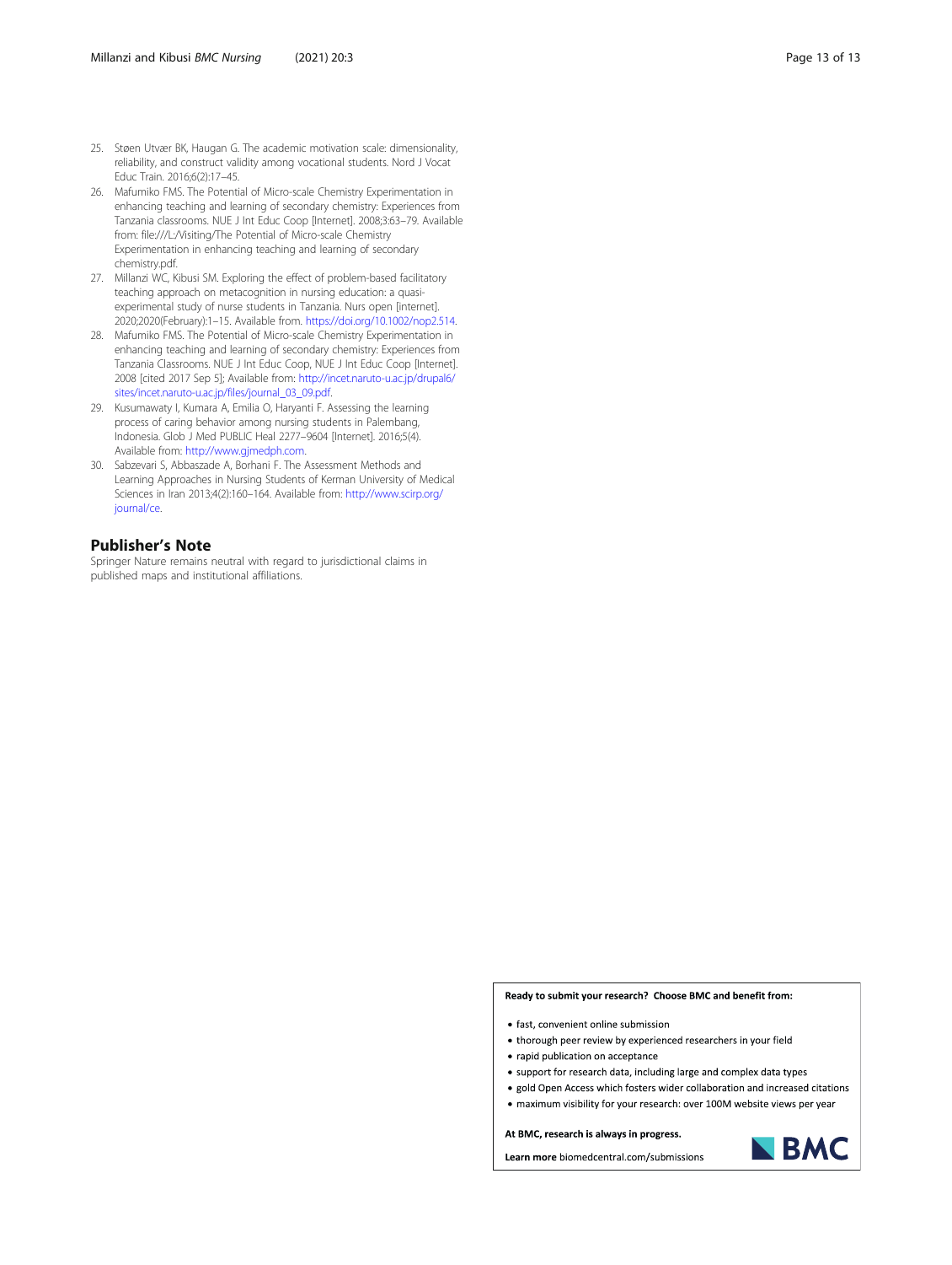25. Støen Utvær BK, Haugan G. The academic motivation scale: dimensionality, reliability, and construct validity among vocational students. Nord J Vocat Educ Train. 2016;6(2):17–45.
26. Mafumiko FMS. The Potential of Micro-scale Chemistry Experimentation in enhancing teaching and learning of secondary chemistry: Experiences from Tanzania classrooms. NUE J Int Educ Coop [Internet]. 2008;3:63–79. Available from: file:///L:/Visiting/The Potential of Micro-scale Chemistry Experimentation in enhancing teaching and learning of secondary chemistry.pdf.
27. Millanzi WC, Kibusi SM. Exploring the effect of problem-based facilitatory teaching approach on metacognition in nursing education: a quasi-experimental study of nurse students in Tanzania. Nurs open [internet]. 2020;2020(February):1–15. Available from. https://doi.org/10.1002/nop2.514.
28. Mafumiko FMS. The Potential of Micro-scale Chemistry Experimentation in enhancing teaching and learning of secondary chemistry: Experiences from Tanzania Classrooms. NUE J Int Educ Coop, NUE J Int Educ Coop [Internet]. 2008 [cited 2017 Sep 5]; Available from: http://incet.naruto-u.ac.jp/drupal6/sites/incet.naruto-u.ac.jp/files/journal_03_09.pdf.
29. Kusumawaty I, Kumara A, Emilia O, Haryanti F. Assessing the learning process of caring behavior among nursing students in Palembang, Indonesia. Glob J Med PUBLIC Heal 2277–9604 [Internet]. 2016;5(4). Available from: http://www.gjmedph.com.
30. Sabzevari S, Abbaszade A, Borhani F. The Assessment Methods and Learning Approaches in Nursing Students of Kerman University of Medical Sciences in Iran 2013;4(2):160–164. Available from: http://www.scirp.org/journal/ce.

## Publisher's Note

Springer Nature remains neutral with regard to jurisdictional claims in published maps and institutional affiliations.

**Ready to submit your research? Choose BMC and benefit from:**

- fast, convenient online submission
- thorough peer review by experienced researchers in your field
- rapid publication on acceptance
- support for research data, including large and complex data types
- gold Open Access which fosters wider collaboration and increased citations
- maximum visibility for your research: over 100M website views per year

**At BMC, research is always in progress.**

**Learn more** biomedcentral.com/submissions

BMC